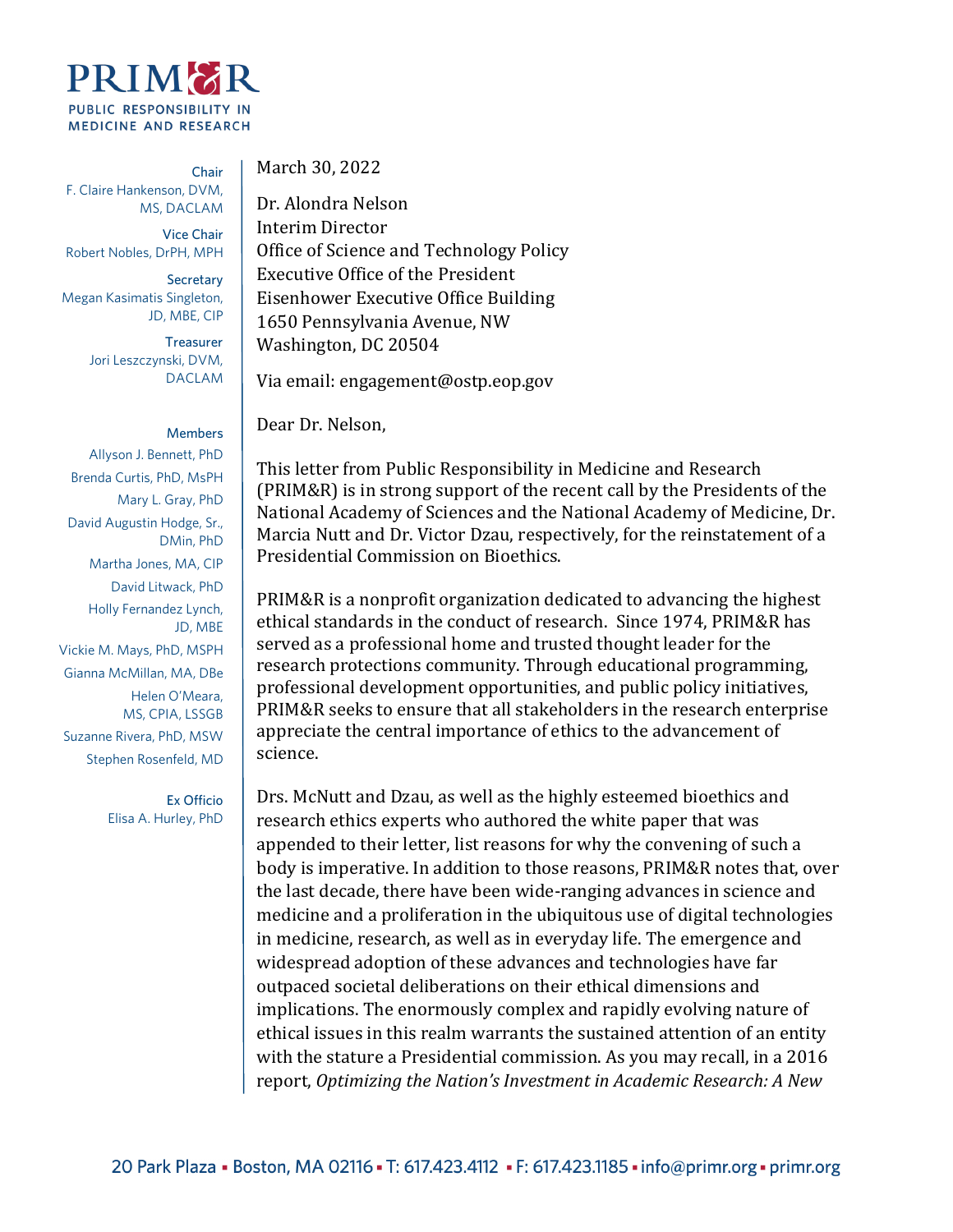# PRIM&R

PUBLIC RESPONSIBILITY IN MEDICINE AND RESEARCH

**Chair**
F. Claire Hankenson, DVM, MS, DACLAM

**Vice Chair**
Robert Nobles, DrPH, MPH

**Secretary**
Megan Kasimatis Singleton, JD, MBE, CIP

**Treasurer**
Jori Leszczynski, DVM, DACLAM

**Members**
Allyson J. Bennett, PhD
Brenda Curtis, PhD, MsPH
Mary L. Gray, PhD
David Augustin Hodge, Sr., DMin, PhD
Martha Jones, MA, CIP
David Litwack, PhD
Holly Fernandez Lynch, JD, MBE
Vickie M. Mays, PhD, MSPH
Gianna McMillan, MA, DBe
Helen O'Meara, MS, CPIA, LSSGB
Suzanne Rivera, PhD, MSW
Stephen Rosenfeld, MD

**Ex Officio**
Elisa A. Hurley, PhD

March 30, 2022

Dr. Alondra Nelson
Interim Director
Office of Science and Technology Policy
Executive Office of the President
Eisenhower Executive Office Building
1650 Pennsylvania Avenue, NW
Washington, DC 20504

Via email: engagement@ostp.eop.gov

Dear Dr. Nelson,

This letter from Public Responsibility in Medicine and Research (PRIM&R) is in strong support of the recent call by the Presidents of the National Academy of Sciences and the National Academy of Medicine, Dr. Marcia Nutt and Dr. Victor Dzau, respectively, for the reinstatement of a Presidential Commission on Bioethics.

PRIM&R is a nonprofit organization dedicated to advancing the highest ethical standards in the conduct of research. Since 1974, PRIM&R has served as a professional home and trusted thought leader for the research protections community. Through educational programming, professional development opportunities, and public policy initiatives, PRIM&R seeks to ensure that all stakeholders in the research enterprise appreciate the central importance of ethics to the advancement of science.

Drs. McNutt and Dzau, as well as the highly esteemed bioethics and research ethics experts who authored the white paper that was appended to their letter, list reasons for why the convening of such a body is imperative. In addition to those reasons, PRIM&R notes that, over the last decade, there have been wide-ranging advances in science and medicine and a proliferation in the ubiquitous use of digital technologies in medicine, research, as well as in everyday life. The emergence and widespread adoption of these advances and technologies have far outpaced societal deliberations on their ethical dimensions and implications. The enormously complex and rapidly evolving nature of ethical issues in this realm warrants the sustained attention of an entity with the stature a Presidential commission. As you may recall, in a 2016 report, *Optimizing the Nation's Investment in Academic Research: A New*

20 Park Plaza ▪ Boston, MA 02116 ▪ T: 617.423.4112 ▪ F: 617.423.1185 ▪ info@primr.org ▪ primr.org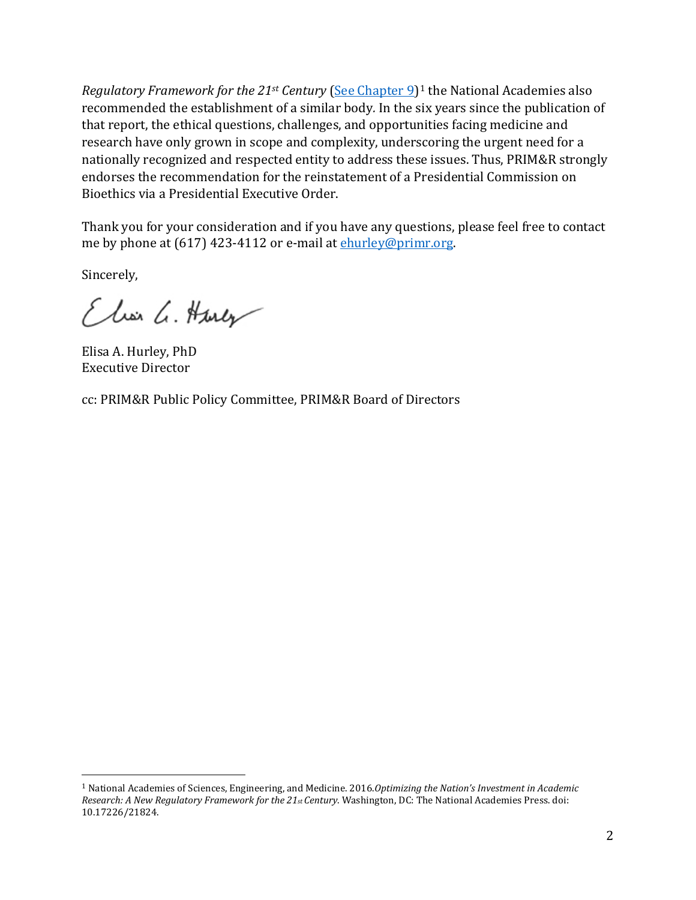*Regulatory Framework for the 21st Century* ([See Chapter 9])[1] the National Academies also recommended the establishment of a similar body. In the six years since the publication of that report, the ethical questions, challenges, and opportunities facing medicine and research have only grown in scope and complexity, underscoring the urgent need for a nationally recognized and respected entity to address these issues. Thus, PRIM&R strongly endorses the recommendation for the reinstatement of a Presidential Commission on Bioethics via a Presidential Executive Order.

Thank you for your consideration and if you have any questions, please feel free to contact me by phone at (617) 423-4112 or e-mail at ehurley@primr.org.

Sincerely,

Elisa A. Hurley, PhD
Executive Director

cc: PRIM&R Public Policy Committee, PRIM&R Board of Directors

---

[1] National Academies of Sciences, Engineering, and Medicine. 2016. *Optimizing the Nation's Investment in Academic Research: A New Regulatory Framework for the 21st Century*. Washington, DC: The National Academies Press. doi: 10.17226/21824.